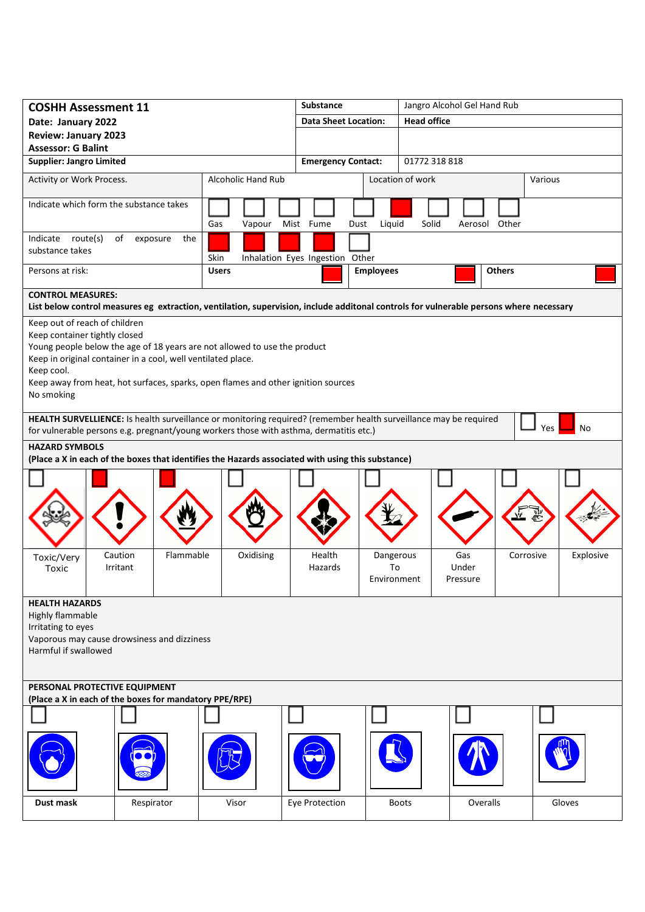| **COSHH Assessment 11** | | **Substance** | Jangro Alcohol Gel Hand Rub |
|---|---|---|---|
| **Date: January 2022** | | **Data Sheet Location:** | **Head office** |
| **Review: January 2023** | | | |
| **Assessor: G Balint** | | | |
| **Supplier: Jangro Limited** | | **Emergency Contact:** | 01772 318 818 |

| Activity or Work Process. | Alcoholic Hand Rub | Location of work | Various |
|---|---|---|---|

**Indicate which form the substance takes**

| Gas | Vapour | Mist | Fume | Dust | Liquid | Solid | Aerosol | Other |
|---|---|---|---|---|---|---|---|---|
| ☐ | ☐ | ☐ | ☐ | ☐ | ■ | ☐ | ☐ | ☐ |

**Indicate route(s) of exposure the substance takes**

| Skin | Inhalation | Eyes | Ingestion | Other |
|---|---|---|---|---|
| ■ | ■ | ■ | ■ | ☐ |

**Persons at risk:**

| Users | Employees | Others |
|---|---|---|
| ■ | ■ | ■ |

**CONTROL MEASURES:**
**List below control measures eg extraction, ventilation, supervision, include additonal controls for vulnerable persons where necessary**

Keep out of reach of children
Keep container tightly closed
Young people below the age of 18 years are not allowed to use the product
Keep in original container in a cool, well ventilated place.
Keep cool.
Keep away from heat, hot surfaces, sparks, open flames and other ignition sources
No smoking

**HEALTH SURVELLIENCE:** Is health surveillance or monitoring required? (remember health surveillance may be required for vulnerable persons e.g. pregnant/young workers those with asthma, dermatitis etc.)

| Yes | No |
|---|---|
| ☐ | ■ |

**HAZARD SYMBOLS**
**(Place a X in each of the boxes that identifies the Hazards associated with using this substance)**

| Toxic/Very Toxic | Caution Irritant | Flammable | Oxidising | Health Hazards | Dangerous To Environment | Gas Under Pressure | Corrosive | Explosive |
|---|---|---|---|---|---|---|---|---|
| ☐ | ■ | ■ | ☐ | ☐ | ☐ | ☐ | ☐ | ☐ |

**HEALTH HAZARDS**
Highly flammable
Irritating to eyes
Vaporous may cause drowsiness and dizziness
Harmful if swallowed

**PERSONAL PROTECTIVE EQUIPMENT**
**(Place a X in each of the boxes for mandatory PPE/RPE)**

| Dust mask | Respirator | Visor | Eye Protection | Boots | Overalls | Gloves |
|---|---|---|---|---|---|---|
| ☐ | ☐ | ☐ | ☐ | ☐ | ☐ | ☐ |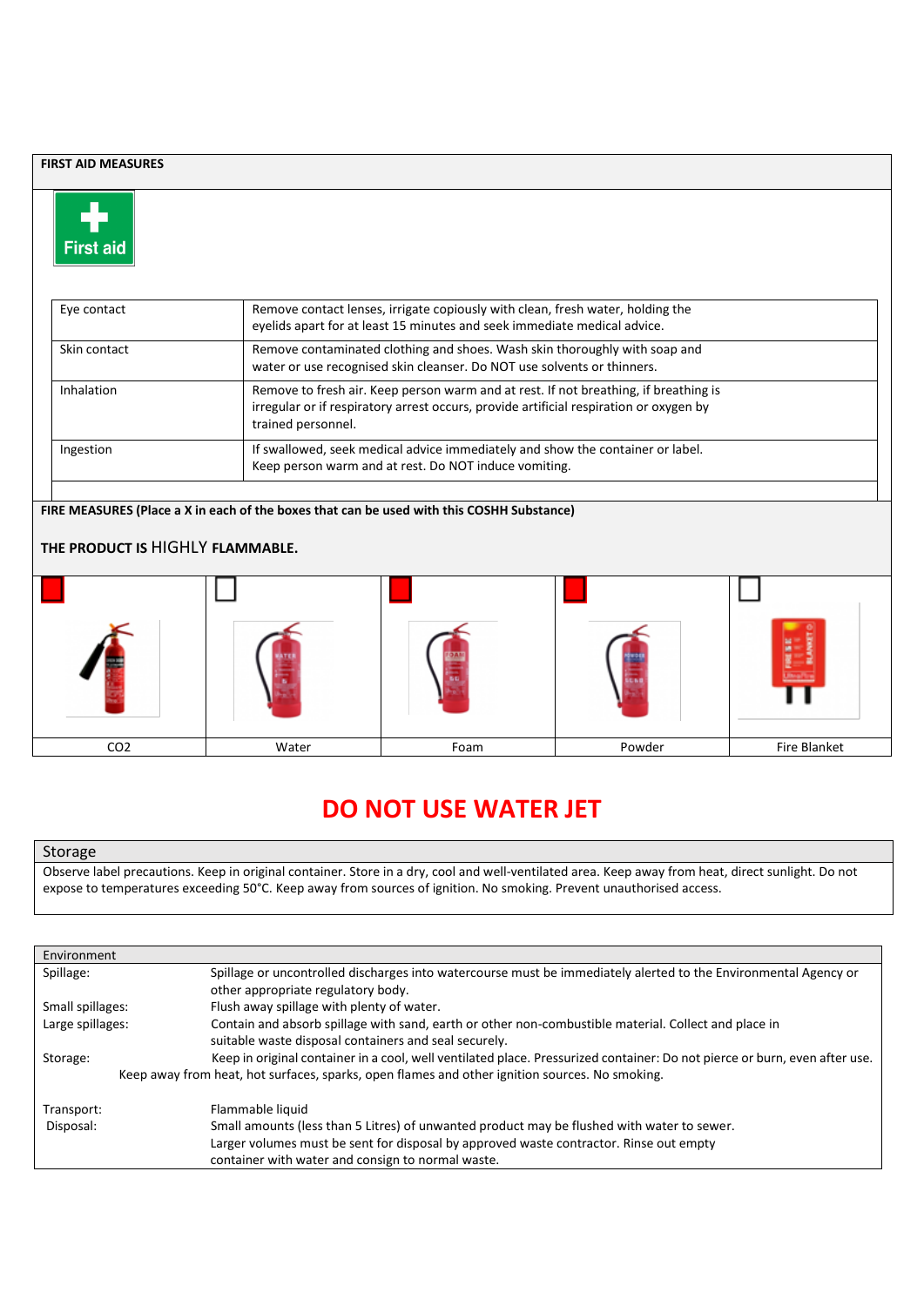**FIRST AID MEASURES**

First aid

| | |
|---|---|
| Eye contact | Remove contact lenses, irrigate copiously with clean, fresh water, holding the eyelids apart for at least 15 minutes and seek immediate medical advice. |
| Skin contact | Remove contaminated clothing and shoes. Wash skin thoroughly with soap and water or use recognised skin cleanser. Do NOT use solvents or thinners. |
| Inhalation | Remove to fresh air. Keep person warm and at rest. If not breathing, if breathing is irregular or if respiratory arrest occurs, provide artificial respiration or oxygen by trained personnel. |
| Ingestion | If swallowed, seek medical advice immediately and show the container or label. Keep person warm and at rest. Do NOT induce vomiting. |

**FIRE MEASURES (Place a X in each of the boxes that can be used with this COSHH Substance)**

**THE PRODUCT IS** HIGHLY **FLAMMABLE.**

| CO2 | Water | Foam | Powder | Fire Blanket |
|---|---|---|---|---|
| ■ | ☐ | ■ | ■ | ☐ |

## DO NOT USE WATER JET

| Storage |
|---|
| Observe label precautions. Keep in original container. Store in a dry, cool and well-ventilated area. Keep away from heat, direct sunlight. Do not expose to temperatures exceeding 50°C. Keep away from sources of ignition. No smoking. Prevent unauthorised access. |

| Environment | |
|---|---|
| Spillage: | Spillage or uncontrolled discharges into watercourse must be immediately alerted to the Environmental Agency or other appropriate regulatory body. |
| Small spillages: | Flush away spillage with plenty of water. |
| Large spillages: | Contain and absorb spillage with sand, earth or other non-combustible material. Collect and place in suitable waste disposal containers and seal securely. |
| Storage: | Keep in original container in a cool, well ventilated place. Pressurized container: Do not pierce or burn, even after use. Keep away from heat, hot surfaces, sparks, open flames and other ignition sources. No smoking. |
| Transport: | Flammable liquid |
| Disposal: | Small amounts (less than 5 Litres) of unwanted product may be flushed with water to sewer. Larger volumes must be sent for disposal by approved waste contractor. Rinse out empty container with water and consign to normal waste. |